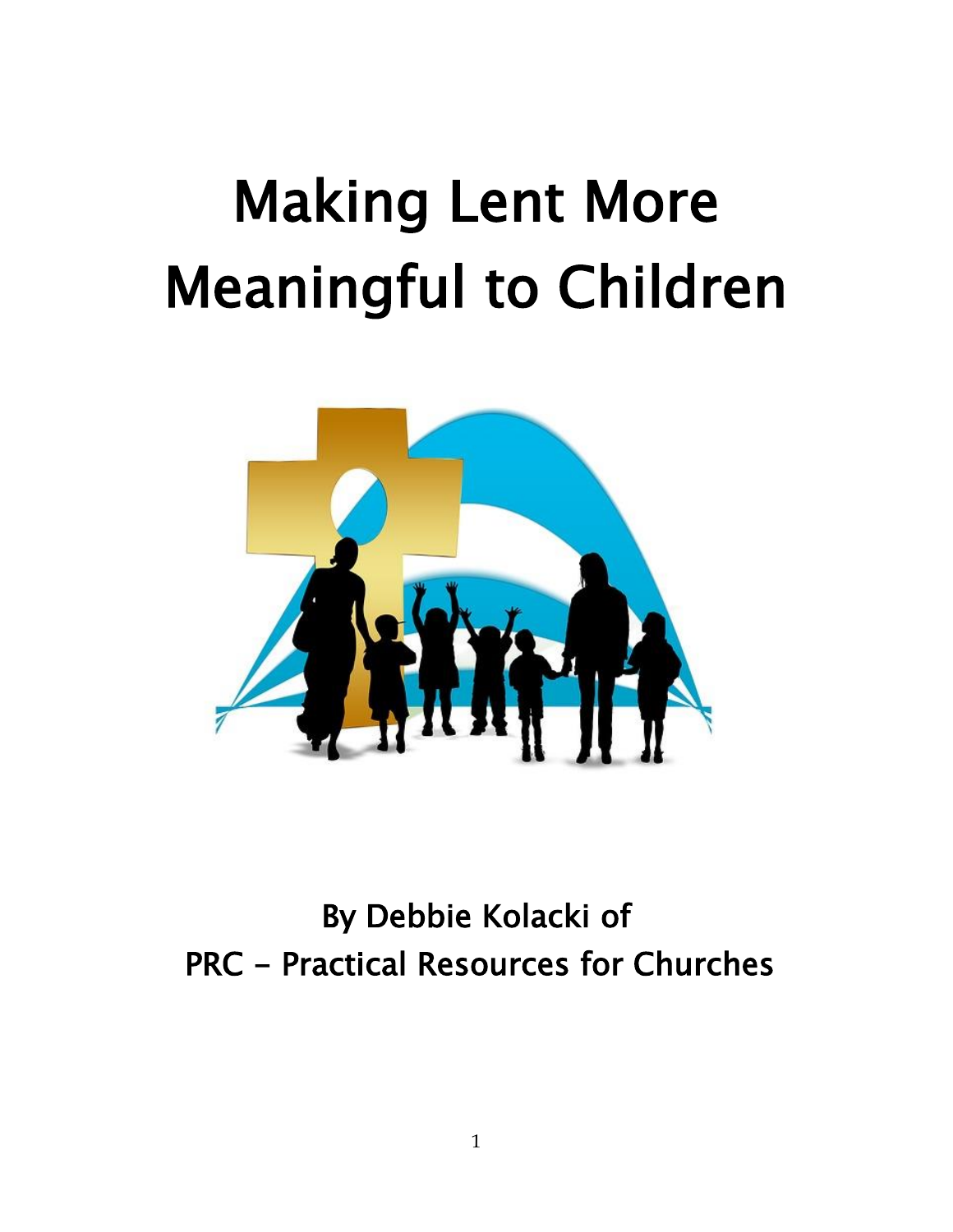# Making Lent More Meaningful to Children

By Debbie Kolacki of
PRC – Practical Resources for Churches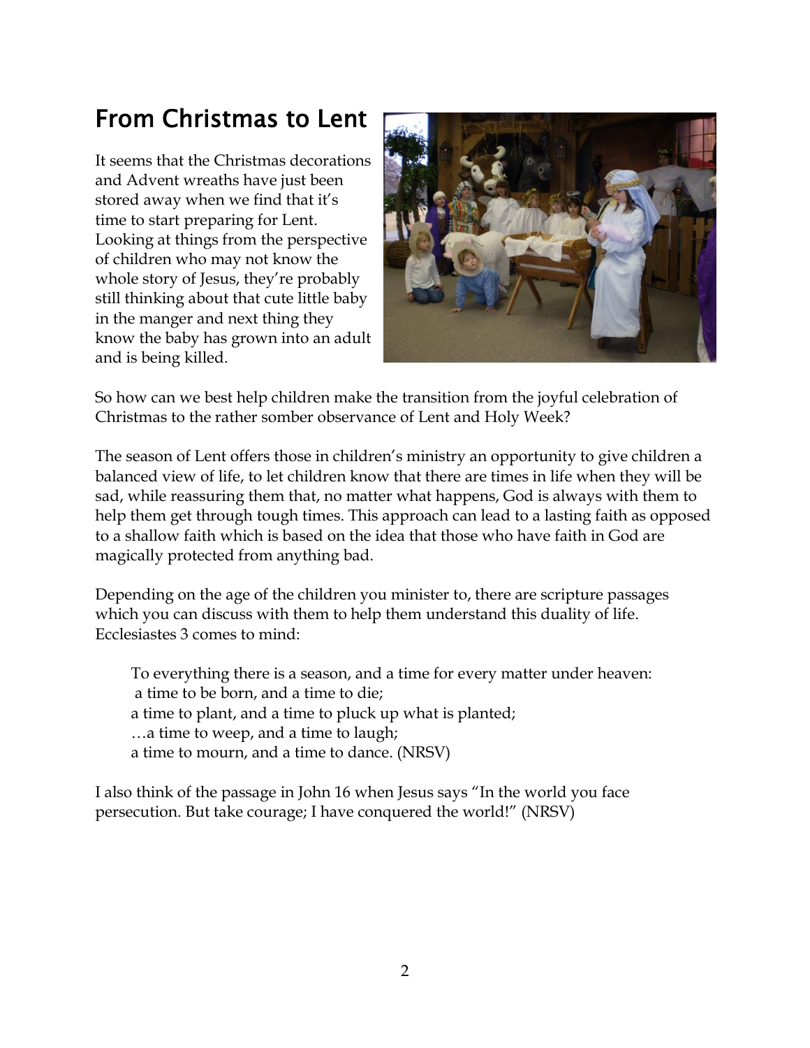# From Christmas to Lent

It seems that the Christmas decorations and Advent wreaths have just been stored away when we find that it's time to start preparing for Lent. Looking at things from the perspective of children who may not know the whole story of Jesus, they're probably still thinking about that cute little baby in the manger and next thing they know the baby has grown into an adult and is being killed.

So how can we best help children make the transition from the joyful celebration of Christmas to the rather somber observance of Lent and Holy Week?

The season of Lent offers those in children's ministry an opportunity to give children a balanced view of life, to let children know that there are times in life when they will be sad, while reassuring them that, no matter what happens, God is always with them to help them get through tough times. This approach can lead to a lasting faith as opposed to a shallow faith which is based on the idea that those who have faith in God are magically protected from anything bad.

Depending on the age of the children you minister to, there are scripture passages which you can discuss with them to help them understand this duality of life. Ecclesiastes 3 comes to mind:

> To everything there is a season, and a time for every matter under heaven:
> a time to be born, and a time to die;
> a time to plant, and a time to pluck up what is planted;
> …a time to weep, and a time to laugh;
> a time to mourn, and a time to dance. (NRSV)

I also think of the passage in John 16 when Jesus says "In the world you face persecution. But take courage; I have conquered the world!" (NRSV)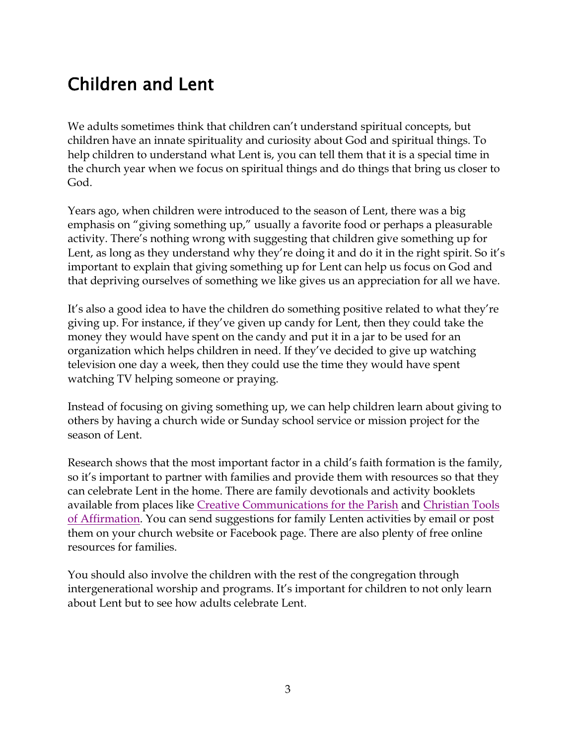## Children and Lent

We adults sometimes think that children can't understand spiritual concepts, but children have an innate spirituality and curiosity about God and spiritual things. To help children to understand what Lent is, you can tell them that it is a special time in the church year when we focus on spiritual things and do things that bring us closer to God.

Years ago, when children were introduced to the season of Lent, there was a big emphasis on "giving something up," usually a favorite food or perhaps a pleasurable activity. There's nothing wrong with suggesting that children give something up for Lent, as long as they understand why they're doing it and do it in the right spirit. So it's important to explain that giving something up for Lent can help us focus on God and that depriving ourselves of something we like gives us an appreciation for all we have.

It's also a good idea to have the children do something positive related to what they're giving up. For instance, if they've given up candy for Lent, then they could take the money they would have spent on the candy and put it in a jar to be used for an organization which helps children in need. If they've decided to give up watching television one day a week, then they could use the time they would have spent watching TV helping someone or praying.

Instead of focusing on giving something up, we can help children learn about giving to others by having a church wide or Sunday school service or mission project for the season of Lent.

Research shows that the most important factor in a child's faith formation is the family, so it's important to partner with families and provide them with resources so that they can celebrate Lent in the home. There are family devotionals and activity booklets available from places like Creative Communications for the Parish and Christian Tools of Affirmation. You can send suggestions for family Lenten activities by email or post them on your church website or Facebook page. There are also plenty of free online resources for families.

You should also involve the children with the rest of the congregation through intergenerational worship and programs. It's important for children to not only learn about Lent but to see how adults celebrate Lent.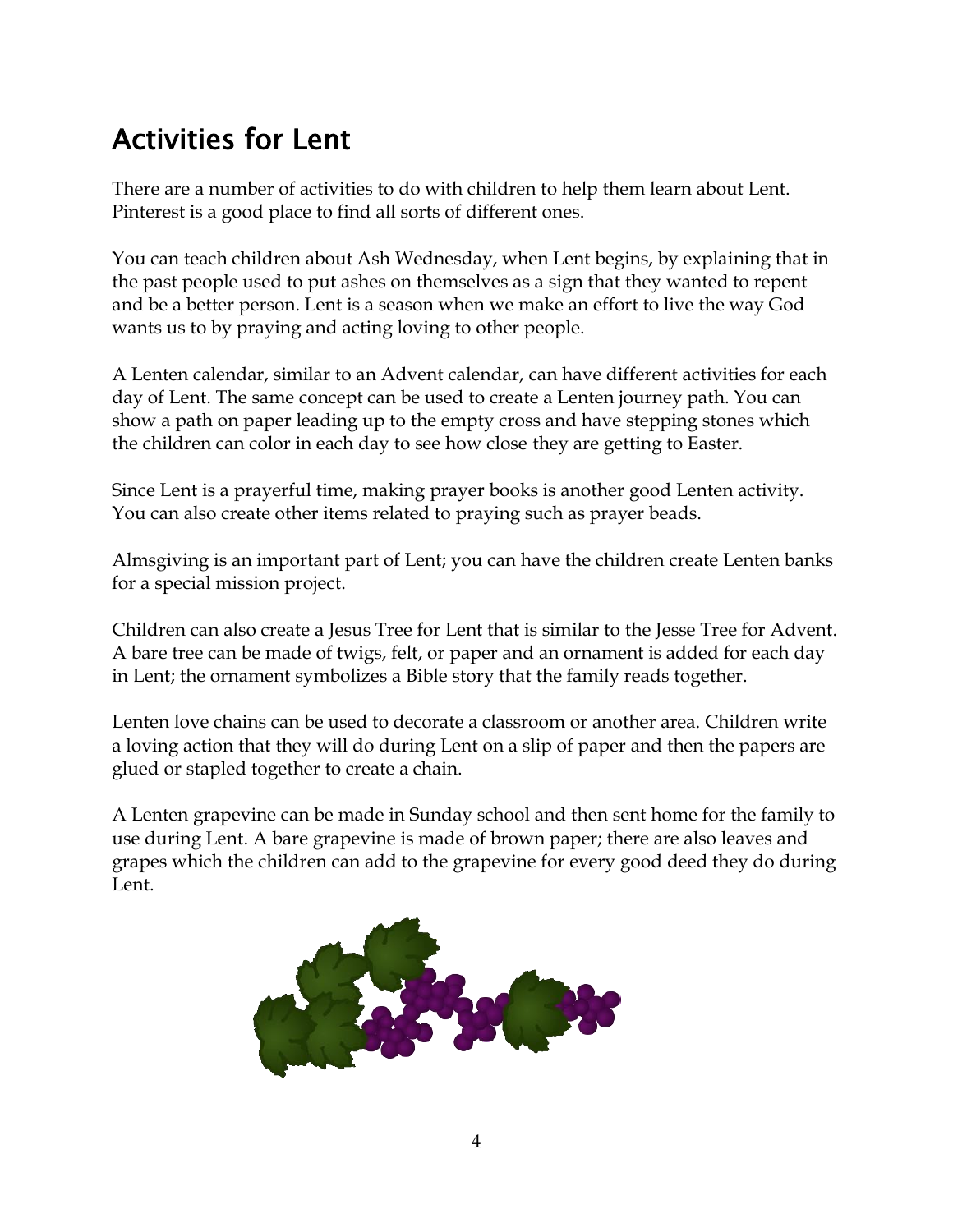# Activities for Lent

There are a number of activities to do with children to help them learn about Lent. Pinterest is a good place to find all sorts of different ones.

You can teach children about Ash Wednesday, when Lent begins, by explaining that in the past people used to put ashes on themselves as a sign that they wanted to repent and be a better person. Lent is a season when we make an effort to live the way God wants us to by praying and acting loving to other people.

A Lenten calendar, similar to an Advent calendar, can have different activities for each day of Lent. The same concept can be used to create a Lenten journey path. You can show a path on paper leading up to the empty cross and have stepping stones which the children can color in each day to see how close they are getting to Easter.

Since Lent is a prayerful time, making prayer books is another good Lenten activity. You can also create other items related to praying such as prayer beads.

Almsgiving is an important part of Lent; you can have the children create Lenten banks for a special mission project.

Children can also create a Jesus Tree for Lent that is similar to the Jesse Tree for Advent. A bare tree can be made of twigs, felt, or paper and an ornament is added for each day in Lent; the ornament symbolizes a Bible story that the family reads together.

Lenten love chains can be used to decorate a classroom or another area. Children write a loving action that they will do during Lent on a slip of paper and then the papers are glued or stapled together to create a chain.

A Lenten grapevine can be made in Sunday school and then sent home for the family to use during Lent. A bare grapevine is made of brown paper; there are also leaves and grapes which the children can add to the grapevine for every good deed they do during Lent.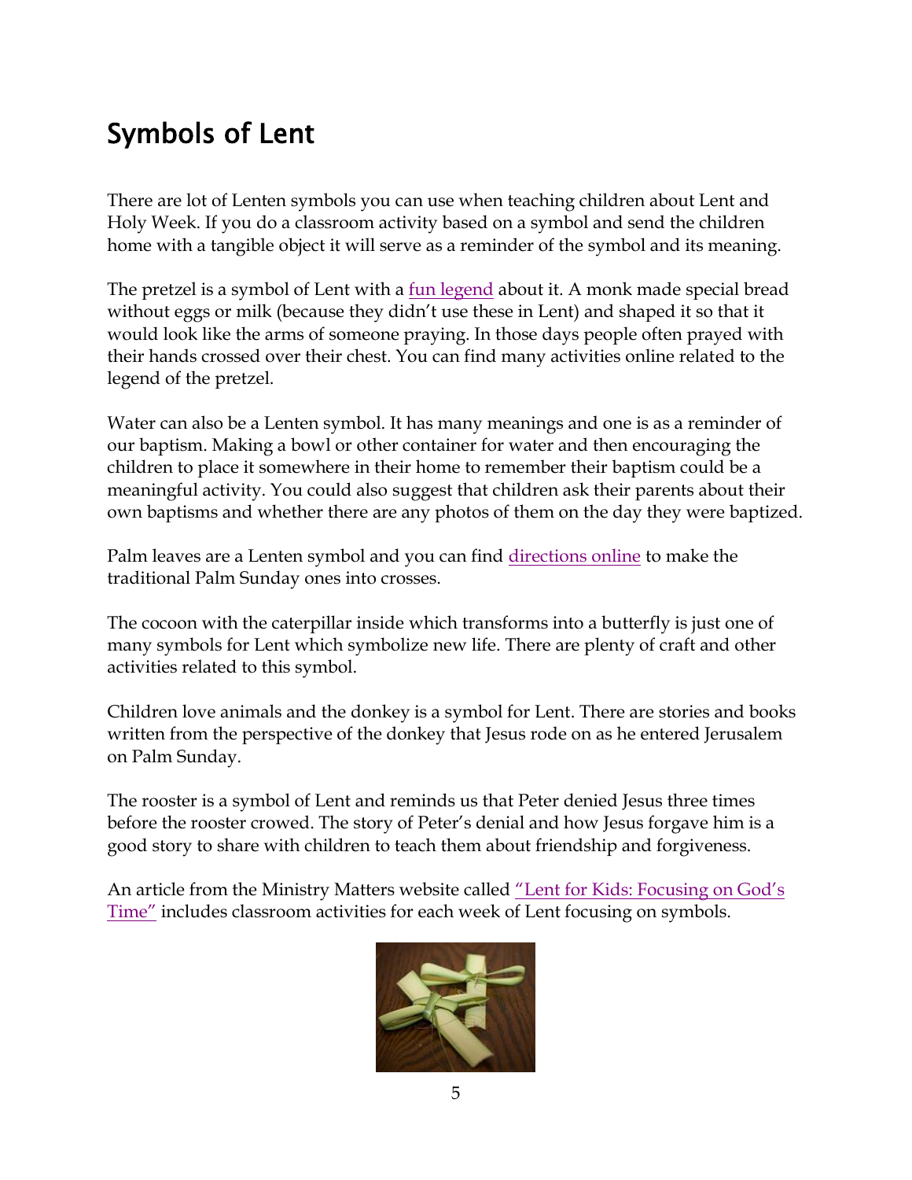# Symbols of Lent

There are lot of Lenten symbols you can use when teaching children about Lent and Holy Week. If you do a classroom activity based on a symbol and send the children home with a tangible object it will serve as a reminder of the symbol and its meaning.

The pretzel is a symbol of Lent with a fun legend about it. A monk made special bread without eggs or milk (because they didn't use these in Lent) and shaped it so that it would look like the arms of someone praying. In those days people often prayed with their hands crossed over their chest. You can find many activities online related to the legend of the pretzel.

Water can also be a Lenten symbol. It has many meanings and one is as a reminder of our baptism. Making a bowl or other container for water and then encouraging the children to place it somewhere in their home to remember their baptism could be a meaningful activity. You could also suggest that children ask their parents about their own baptisms and whether there are any photos of them on the day they were baptized.

Palm leaves are a Lenten symbol and you can find directions online to make the traditional Palm Sunday ones into crosses.

The cocoon with the caterpillar inside which transforms into a butterfly is just one of many symbols for Lent which symbolize new life. There are plenty of craft and other activities related to this symbol.

Children love animals and the donkey is a symbol for Lent. There are stories and books written from the perspective of the donkey that Jesus rode on as he entered Jerusalem on Palm Sunday.

The rooster is a symbol of Lent and reminds us that Peter denied Jesus three times before the rooster crowed. The story of Peter's denial and how Jesus forgave him is a good story to share with children to teach them about friendship and forgiveness.

An article from the Ministry Matters website called "Lent for Kids: Focusing on God's Time" includes classroom activities for each week of Lent focusing on symbols.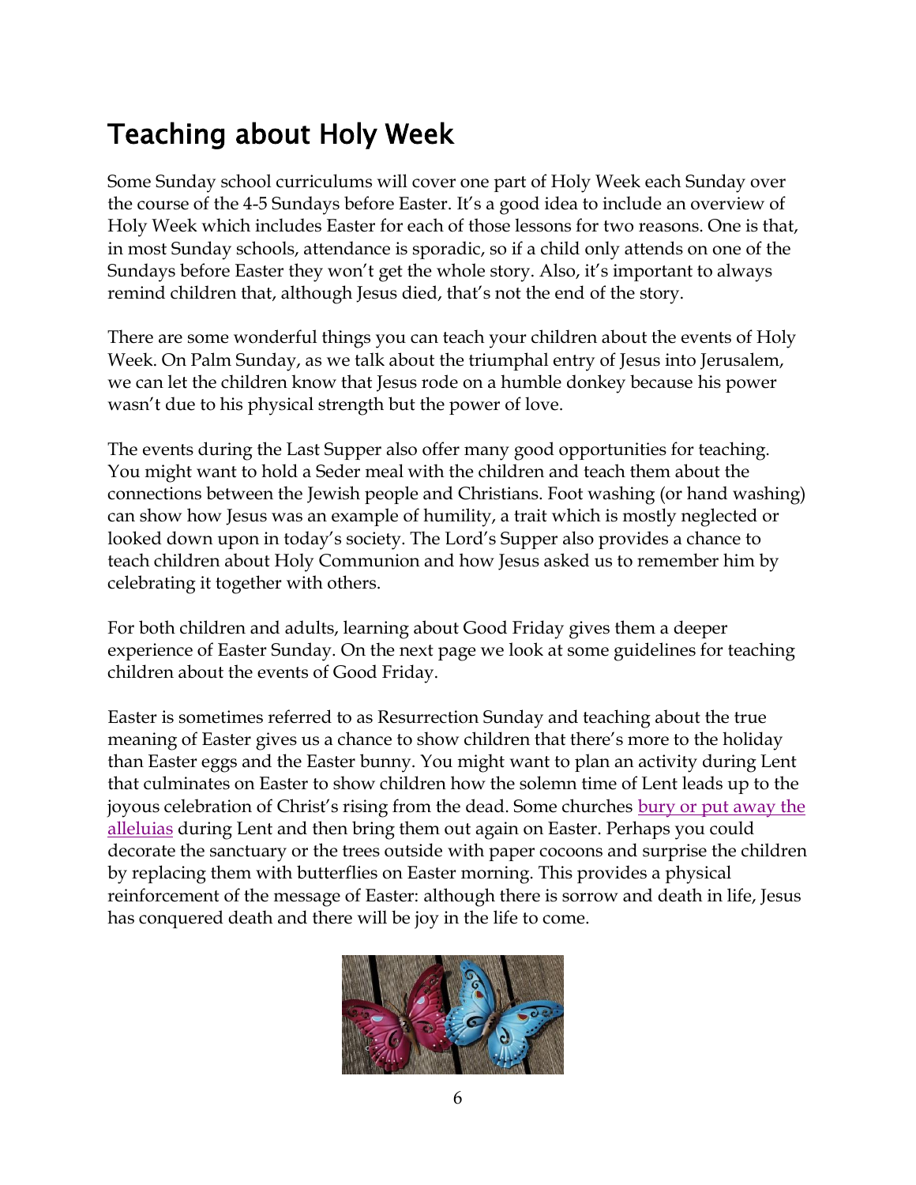# Teaching about Holy Week

Some Sunday school curriculums will cover one part of Holy Week each Sunday over the course of the 4-5 Sundays before Easter. It's a good idea to include an overview of Holy Week which includes Easter for each of those lessons for two reasons. One is that, in most Sunday schools, attendance is sporadic, so if a child only attends on one of the Sundays before Easter they won't get the whole story. Also, it's important to always remind children that, although Jesus died, that's not the end of the story.

There are some wonderful things you can teach your children about the events of Holy Week. On Palm Sunday, as we talk about the triumphal entry of Jesus into Jerusalem, we can let the children know that Jesus rode on a humble donkey because his power wasn't due to his physical strength but the power of love.

The events during the Last Supper also offer many good opportunities for teaching. You might want to hold a Seder meal with the children and teach them about the connections between the Jewish people and Christians. Foot washing (or hand washing) can show how Jesus was an example of humility, a trait which is mostly neglected or looked down upon in today's society. The Lord's Supper also provides a chance to teach children about Holy Communion and how Jesus asked us to remember him by celebrating it together with others.

For both children and adults, learning about Good Friday gives them a deeper experience of Easter Sunday. On the next page we look at some guidelines for teaching children about the events of Good Friday.

Easter is sometimes referred to as Resurrection Sunday and teaching about the true meaning of Easter gives us a chance to show children that there's more to the holiday than Easter eggs and the Easter bunny. You might want to plan an activity during Lent that culminates on Easter to show children how the solemn time of Lent leads up to the joyous celebration of Christ's rising from the dead. Some churches bury or put away the alleluias during Lent and then bring them out again on Easter. Perhaps you could decorate the sanctuary or the trees outside with paper cocoons and surprise the children by replacing them with butterflies on Easter morning. This provides a physical reinforcement of the message of Easter: although there is sorrow and death in life, Jesus has conquered death and there will be joy in the life to come.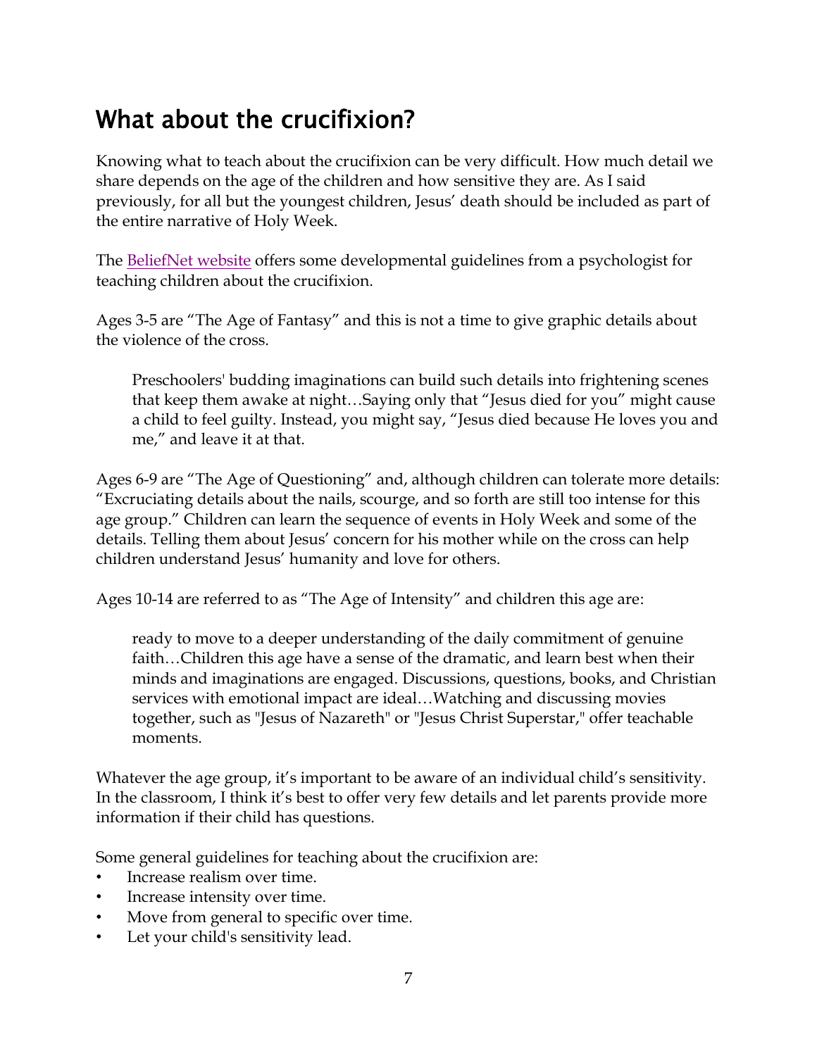# What about the crucifixion?

Knowing what to teach about the crucifixion can be very difficult. How much detail we share depends on the age of the children and how sensitive they are. As I said previously, for all but the youngest children, Jesus' death should be included as part of the entire narrative of Holy Week.

The [BeliefNet website]() offers some developmental guidelines from a psychologist for teaching children about the crucifixion.

Ages 3-5 are "The Age of Fantasy" and this is not a time to give graphic details about the violence of the cross.

> Preschoolers' budding imaginations can build such details into frightening scenes that keep them awake at night…Saying only that "Jesus died for you" might cause a child to feel guilty. Instead, you might say, "Jesus died because He loves you and me," and leave it at that.

Ages 6-9 are "The Age of Questioning" and, although children can tolerate more details: "Excruciating details about the nails, scourge, and so forth are still too intense for this age group." Children can learn the sequence of events in Holy Week and some of the details. Telling them about Jesus' concern for his mother while on the cross can help children understand Jesus' humanity and love for others.

Ages 10-14 are referred to as "The Age of Intensity" and children this age are:

> ready to move to a deeper understanding of the daily commitment of genuine faith…Children this age have a sense of the dramatic, and learn best when their minds and imaginations are engaged. Discussions, questions, books, and Christian services with emotional impact are ideal…Watching and discussing movies together, such as "Jesus of Nazareth" or "Jesus Christ Superstar," offer teachable moments.

Whatever the age group, it's important to be aware of an individual child's sensitivity. In the classroom, I think it's best to offer very few details and let parents provide more information if their child has questions.

Some general guidelines for teaching about the crucifixion are:

- Increase realism over time.
- Increase intensity over time.
- Move from general to specific over time.
- Let your child's sensitivity lead.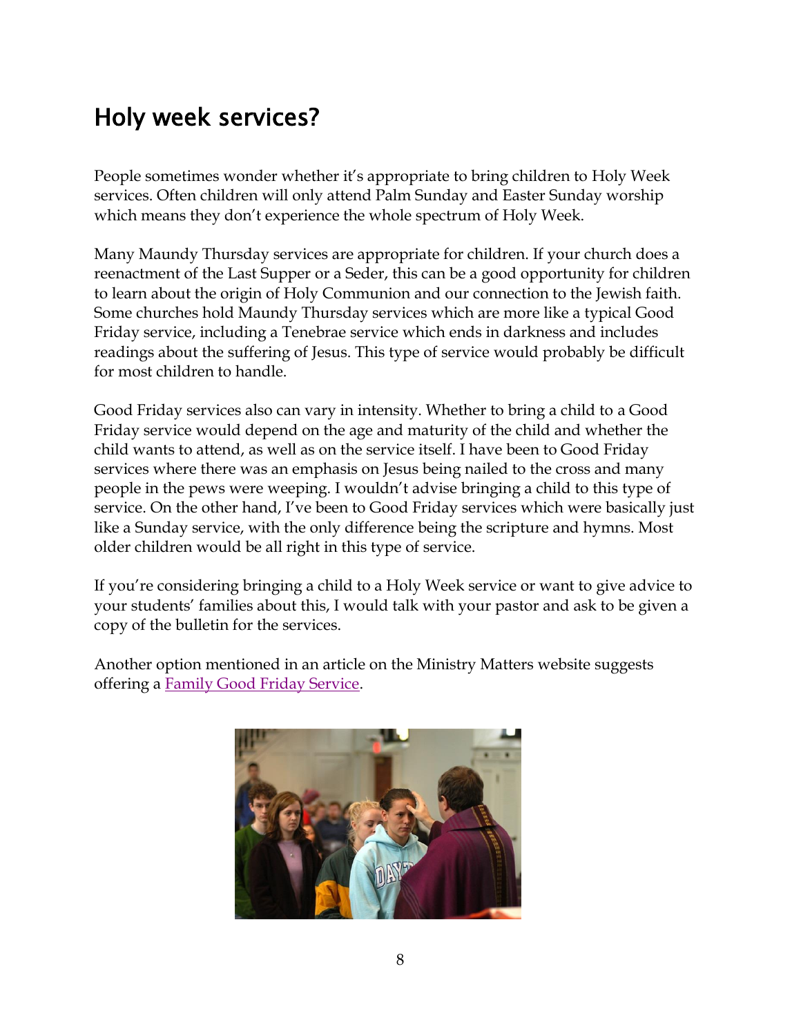## Holy week services?

People sometimes wonder whether it's appropriate to bring children to Holy Week services. Often children will only attend Palm Sunday and Easter Sunday worship which means they don't experience the whole spectrum of Holy Week.

Many Maundy Thursday services are appropriate for children. If your church does a reenactment of the Last Supper or a Seder, this can be a good opportunity for children to learn about the origin of Holy Communion and our connection to the Jewish faith. Some churches hold Maundy Thursday services which are more like a typical Good Friday service, including a Tenebrae service which ends in darkness and includes readings about the suffering of Jesus. This type of service would probably be difficult for most children to handle.

Good Friday services also can vary in intensity. Whether to bring a child to a Good Friday service would depend on the age and maturity of the child and whether the child wants to attend, as well as on the service itself. I have been to Good Friday services where there was an emphasis on Jesus being nailed to the cross and many people in the pews were weeping. I wouldn't advise bringing a child to this type of service. On the other hand, I've been to Good Friday services which were basically just like a Sunday service, with the only difference being the scripture and hymns. Most older children would be all right in this type of service.

If you're considering bringing a child to a Holy Week service or want to give advice to your students' families about this, I would talk with your pastor and ask to be given a copy of the bulletin for the services.

Another option mentioned in an article on the Ministry Matters website suggests offering a Family Good Friday Service.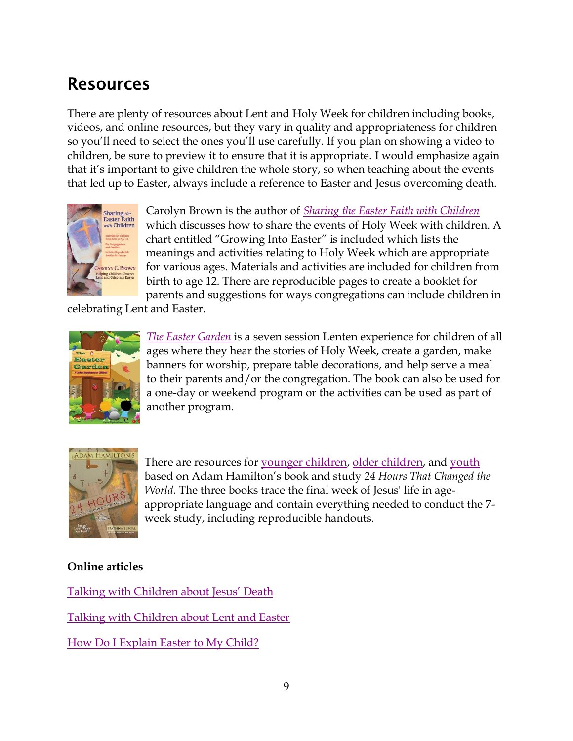## Resources

There are plenty of resources about Lent and Holy Week for children including books, videos, and online resources, but they vary in quality and appropriateness for children so you'll need to select the ones you'll use carefully. If you plan on showing a video to children, be sure to preview it to ensure that it is appropriate. I would emphasize again that it's important to give children the whole story, so when teaching about the events that led up to Easter, always include a reference to Easter and Jesus overcoming death.

Carolyn Brown is the author of *Sharing the Easter Faith with Children* which discusses how to share the events of Holy Week with children. A chart entitled "Growing Into Easter" is included which lists the meanings and activities relating to Holy Week which are appropriate for various ages. Materials and activities are included for children from birth to age 12. There are reproducible pages to create a booklet for parents and suggestions for ways congregations can include children in celebrating Lent and Easter.

*The Easter Garden* is a seven session Lenten experience for children of all ages where they hear the stories of Holy Week, create a garden, make banners for worship, prepare table decorations, and help serve a meal to their parents and/or the congregation. The book can also be used for a one-day or weekend program or the activities can be used as part of another program.

There are resources for younger children, older children, and youth based on Adam Hamilton's book and study *24 Hours That Changed the World.* The three books trace the final week of Jesus' life in age-appropriate language and contain everything needed to conduct the 7-week study, including reproducible handouts.

**Online articles**

Talking with Children about Jesus' Death

Talking with Children about Lent and Easter

How Do I Explain Easter to My Child?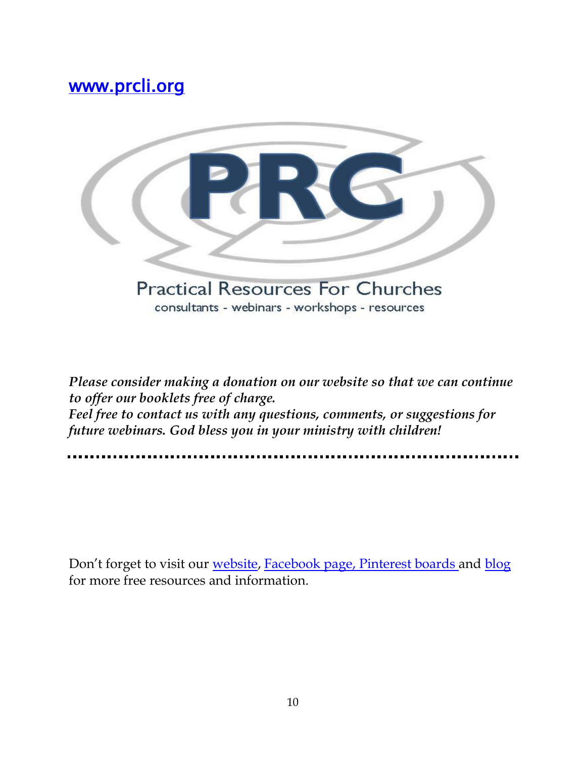[www.prcli.org](http://www.prcli.org)

PRC

Practical Resources For Churches

consultants - webinars - workshops - resources

***Please consider making a donation on our website so that we can continue to offer our booklets free of charge.***
***Feel free to contact us with any questions, comments, or suggestions for future webinars. God bless you in your ministry with children!***

---

Don't forget to visit our website, Facebook page, Pinterest boards and blog for more free resources and information.